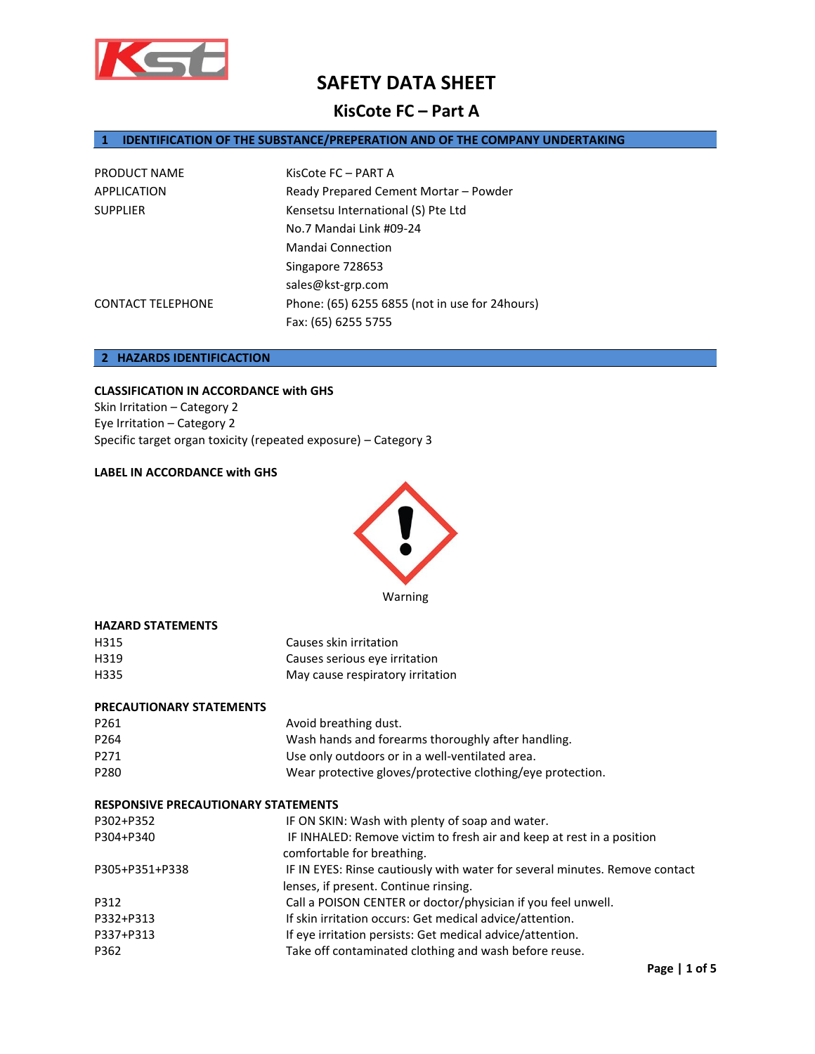# SAFETY DATA SHEET

## KisCote FC – Part A

## 1 IDENTIFICATION OF THE SUBSTANCE/PREPERATION AND OF THE COMPANY UNDERTAKING

| | |
|---|---|
| PRODUCT NAME | KisCote FC – PART A |
| APPLICATION | Ready Prepared Cement Mortar – Powder |
| SUPPLIER | Kensetsu International (S) Pte Ltd<br>No.7 Mandai Link #09-24<br>Mandai Connection<br>Singapore 728653<br>sales@kst-grp.com |
| CONTACT TELEPHONE | Phone: (65) 6255 6855 (not in use for 24hours)<br>Fax: (65) 6255 5755 |

## 2 HAZARDS IDENTIFICACTION

**CLASSIFICATION IN ACCORDANCE with GHS**

Skin Irritation – Category 2
Eye Irritation – Category 2
Specific target organ toxicity (repeated exposure) – Category 3

**LABEL IN ACCORDANCE with GHS**

Warning

**HAZARD STATEMENTS**

| | |
|---|---|
| H315 | Causes skin irritation |
| H319 | Causes serious eye irritation |
| H335 | May cause respiratory irritation |

**PRECAUTIONARY STATEMENTS**

| | |
|---|---|
| P261 | Avoid breathing dust. |
| P264 | Wash hands and forearms thoroughly after handling. |
| P271 | Use only outdoors or in a well-ventilated area. |
| P280 | Wear protective gloves/protective clothing/eye protection. |

**RESPONSIVE PRECAUTIONARY STATEMENTS**

| | |
|---|---|
| P302+P352 | IF ON SKIN: Wash with plenty of soap and water. |
| P304+P340 | IF INHALED: Remove victim to fresh air and keep at rest in a position comfortable for breathing. |
| P305+P351+P338 | IF IN EYES: Rinse cautiously with water for several minutes. Remove contact lenses, if present. Continue rinsing. |
| P312 | Call a POISON CENTER or doctor/physician if you feel unwell. |
| P332+P313 | If skin irritation occurs: Get medical advice/attention. |
| P337+P313 | If eye irritation persists: Get medical advice/attention. |
| P362 | Take off contaminated clothing and wash before reuse. |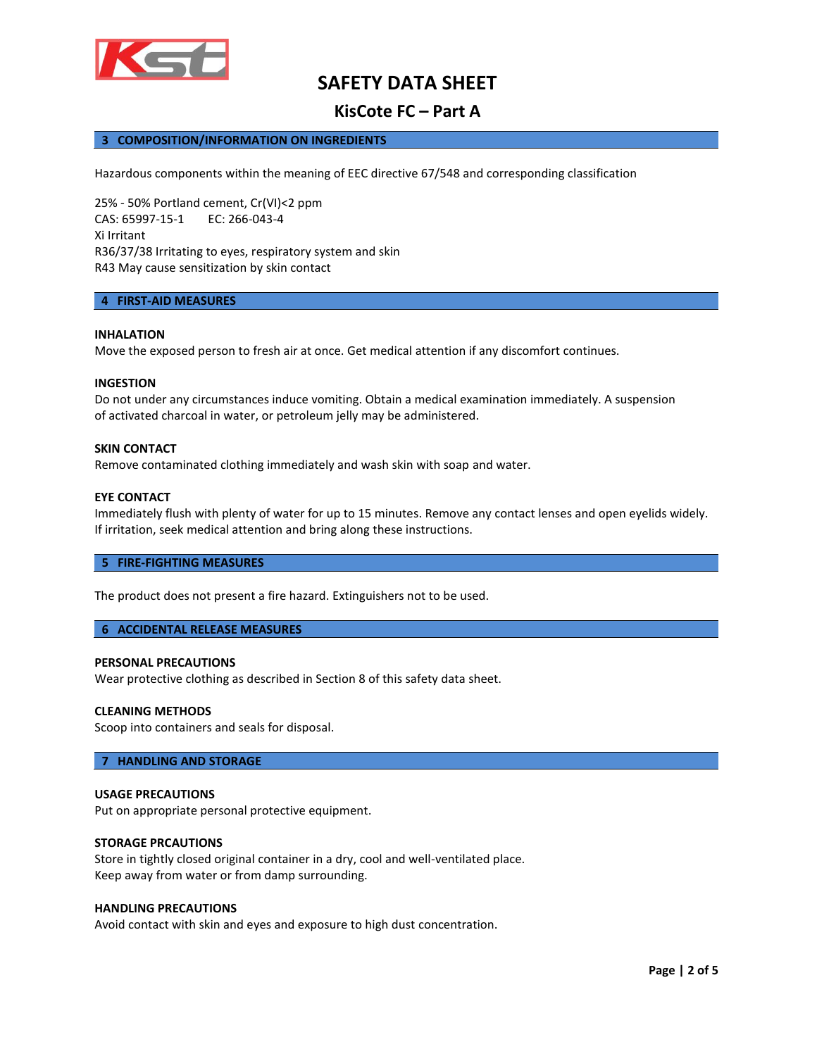# SAFETY DATA SHEET

## KisCote FC – Part A

### 3 COMPOSITION/INFORMATION ON INGREDIENTS

Hazardous components within the meaning of EEC directive 67/548 and corresponding classification

25% - 50% Portland cement, Cr(VI)<2 ppm
CAS: 65997-15-1    EC: 266-043-4
Xi Irritant
R36/37/38 Irritating to eyes, respiratory system and skin
R43 May cause sensitization by skin contact

### 4 FIRST-AID MEASURES

**INHALATION**
Move the exposed person to fresh air at once. Get medical attention if any discomfort continues.

**INGESTION**
Do not under any circumstances induce vomiting. Obtain a medical examination immediately. A suspension of activated charcoal in water, or petroleum jelly may be administered.

**SKIN CONTACT**
Remove contaminated clothing immediately and wash skin with soap and water.

**EYE CONTACT**
Immediately flush with plenty of water for up to 15 minutes. Remove any contact lenses and open eyelids widely. If irritation, seek medical attention and bring along these instructions.

### 5 FIRE-FIGHTING MEASURES

The product does not present a fire hazard. Extinguishers not to be used.

### 6 ACCIDENTAL RELEASE MEASURES

**PERSONAL PRECAUTIONS**
Wear protective clothing as described in Section 8 of this safety data sheet.

**CLEANING METHODS**
Scoop into containers and seals for disposal.

### 7 HANDLING AND STORAGE

**USAGE PRECAUTIONS**
Put on appropriate personal protective equipment.

**STORAGE PRCAUTIONS**
Store in tightly closed original container in a dry, cool and well-ventilated place.
Keep away from water or from damp surrounding.

**HANDLING PRECAUTIONS**
Avoid contact with skin and eyes and exposure to high dust concentration.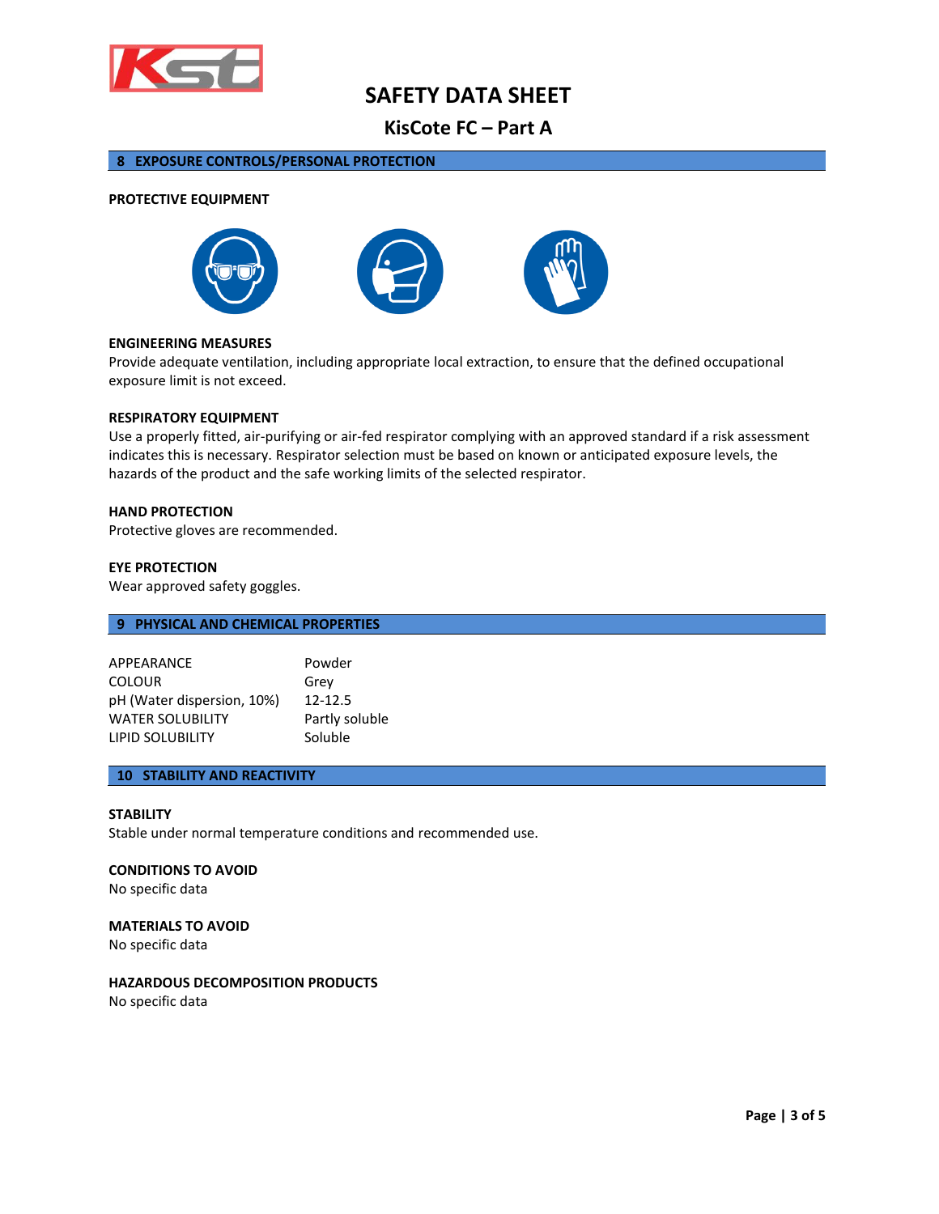## 8 EXPOSURE CONTROLS/PERSONAL PROTECTION

**PROTECTIVE EQUIPMENT**

**ENGINEERING MEASURES**
Provide adequate ventilation, including appropriate local extraction, to ensure that the defined occupational exposure limit is not exceed.

**RESPIRATORY EQUIPMENT**
Use a properly fitted, air-purifying or air-fed respirator complying with an approved standard if a risk assessment indicates this is necessary. Respirator selection must be based on known or anticipated exposure levels, the hazards of the product and the safe working limits of the selected respirator.

**HAND PROTECTION**
Protective gloves are recommended.

**EYE PROTECTION**
Wear approved safety goggles.

## 9 PHYSICAL AND CHEMICAL PROPERTIES

| | |
|---|---|
| APPEARANCE | Powder |
| COLOUR | Grey |
| pH (Water dispersion, 10%) | 12-12.5 |
| WATER SOLUBILITY | Partly soluble |
| LIPID SOLUBILITY | Soluble |

## 10 STABILITY AND REACTIVITY

**STABILITY**
Stable under normal temperature conditions and recommended use.

**CONDITIONS TO AVOID**
No specific data

**MATERIALS TO AVOID**
No specific data

**HAZARDOUS DECOMPOSITION PRODUCTS**
No specific data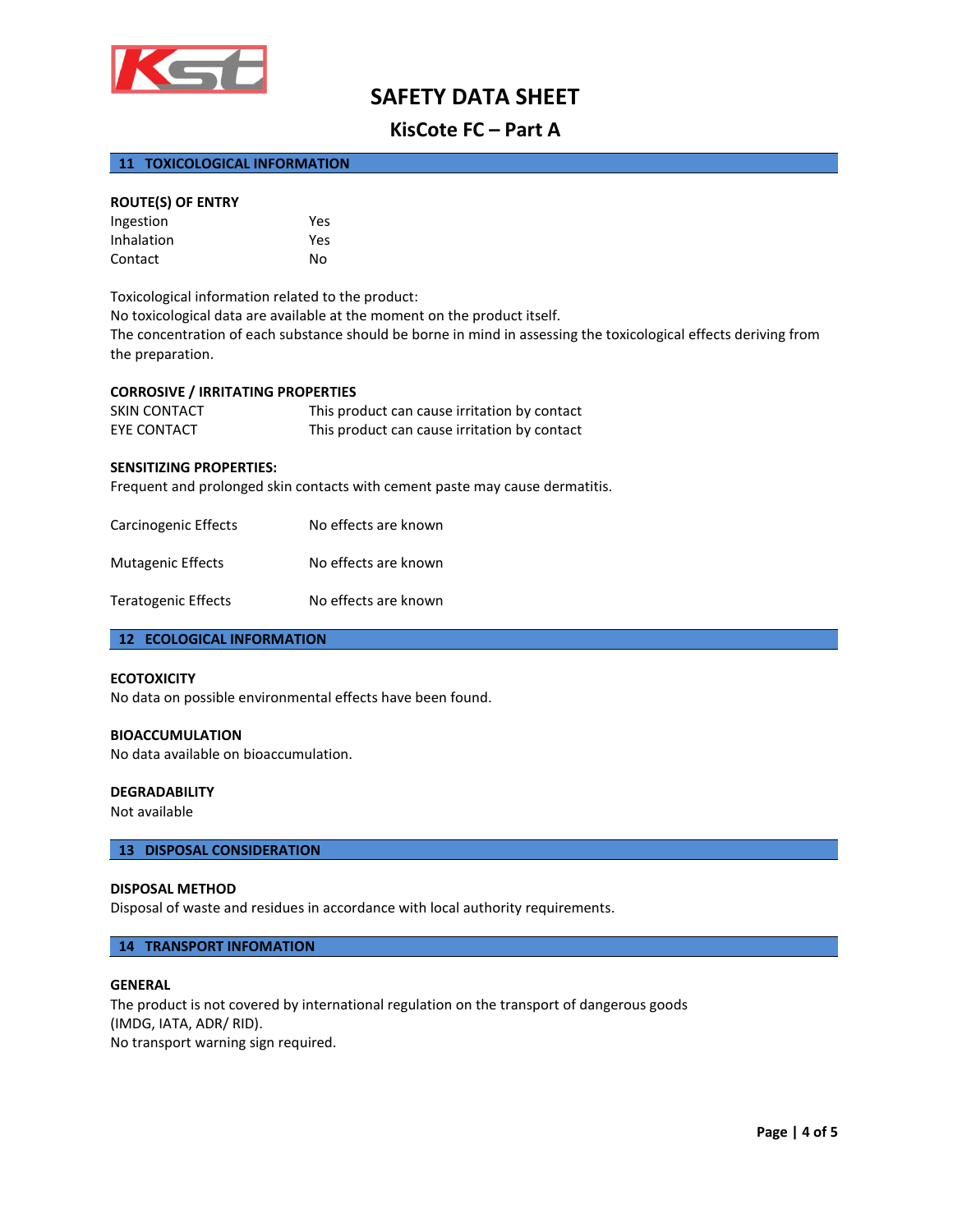## 11 TOXICOLOGICAL INFORMATION

**ROUTE(S) OF ENTRY**

| | |
|---|---|
| Ingestion | Yes |
| Inhalation | Yes |
| Contact | No |

Toxicological information related to the product:
No toxicological data are available at the moment on the product itself.
The concentration of each substance should be borne in mind in assessing the toxicological effects deriving from the preparation.

**CORROSIVE / IRRITATING PROPERTIES**

| | |
|---|---|
| SKIN CONTACT | This product can cause irritation by contact |
| EYE CONTACT | This product can cause irritation by contact |

**SENSITIZING PROPERTIES:**
Frequent and prolonged skin contacts with cement paste may cause dermatitis.

| | |
|---|---|
| Carcinogenic Effects | No effects are known |
| Mutagenic Effects | No effects are known |
| Teratogenic Effects | No effects are known |

## 12 ECOLOGICAL INFORMATION

**ECOTOXICITY**
No data on possible environmental effects have been found.

**BIOACCUMULATION**
No data available on bioaccumulation.

**DEGRADABILITY**
Not available

## 13 DISPOSAL CONSIDERATION

**DISPOSAL METHOD**
Disposal of waste and residues in accordance with local authority requirements.

## 14 TRANSPORT INFOMATION

**GENERAL**
The product is not covered by international regulation on the transport of dangerous goods (IMDG, IATA, ADR/ RID).
No transport warning sign required.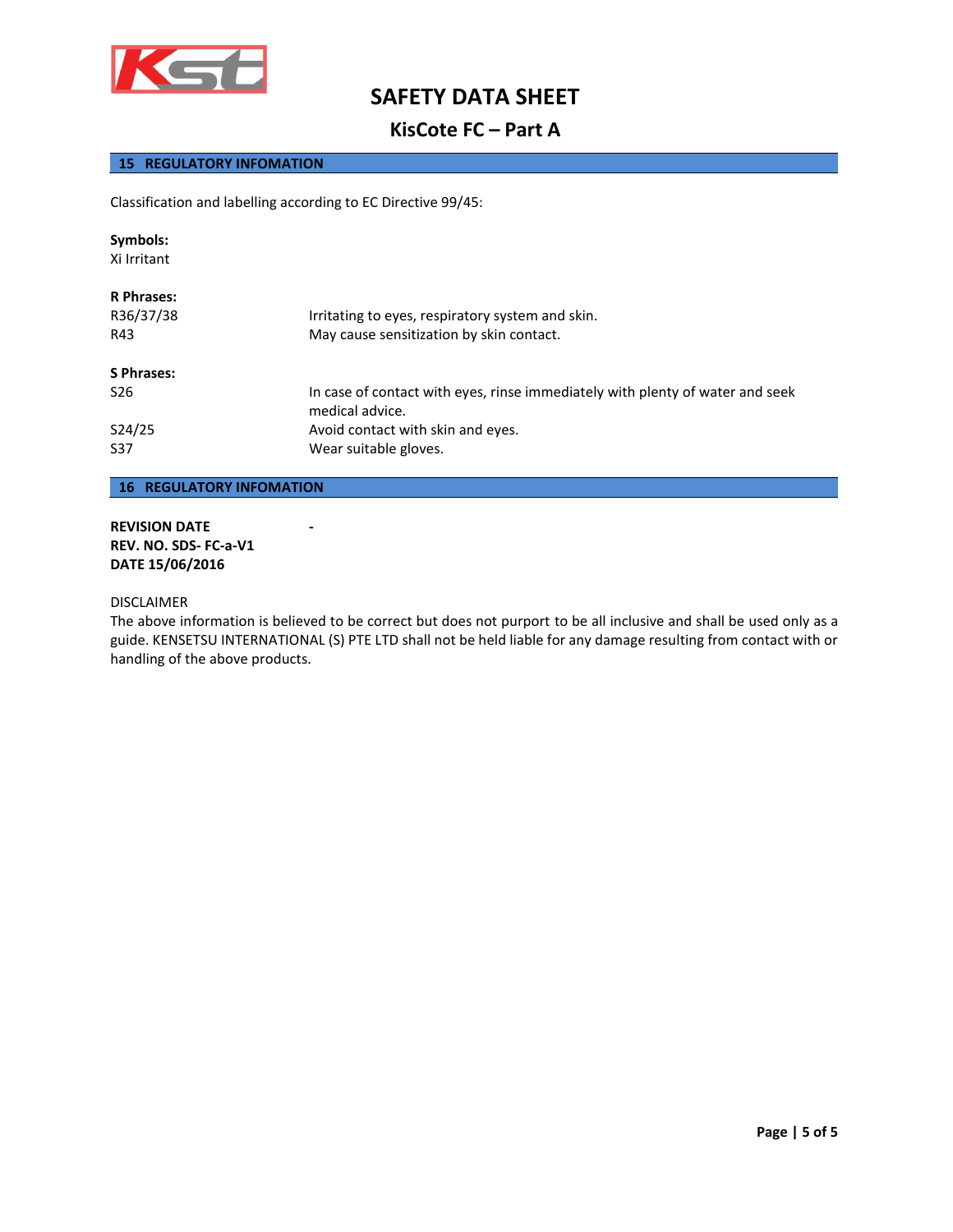## 15 REGULATORY INFOMATION

Classification and labelling according to EC Directive 99/45:

**Symbols:**
Xi Irritant

**R Phrases:**

| | |
|---|---|
| R36/37/38 | Irritating to eyes, respiratory system and skin. |
| R43 | May cause sensitization by skin contact. |

**S Phrases:**

| | |
|---|---|
| S26 | In case of contact with eyes, rinse immediately with plenty of water and seek medical advice. |
| S24/25 | Avoid contact with skin and eyes. |
| S37 | Wear suitable gloves. |

## 16 REGULATORY INFOMATION

**REVISION DATE** -
**REV. NO. SDS- FC-a-V1**
**DATE 15/06/2016**

DISCLAIMER
The above information is believed to be correct but does not purport to be all inclusive and shall be used only as a guide. KENSETSU INTERNATIONAL (S) PTE LTD shall not be held liable for any damage resulting from contact with or handling of the above products.